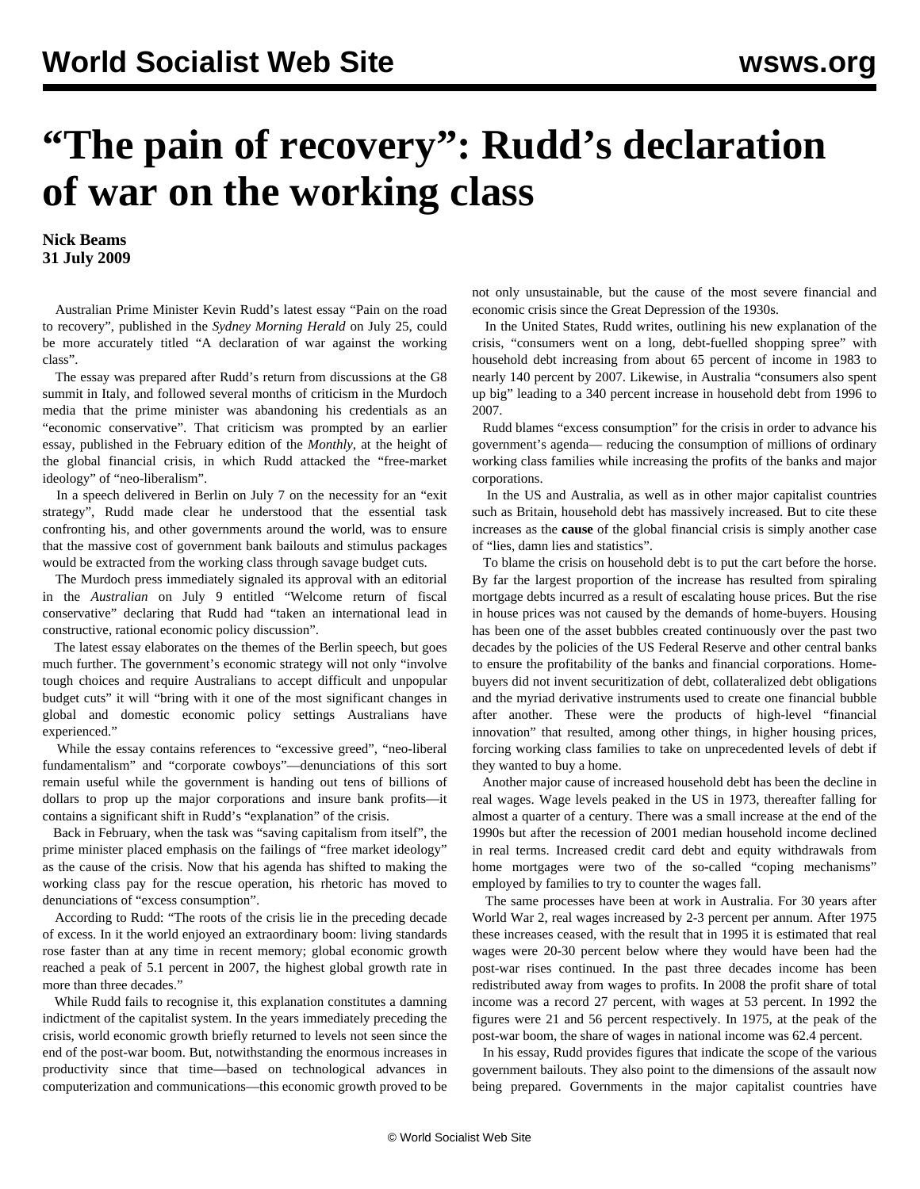# "The pain of recovery": Rudd's declaration of war on the working class

**Nick Beams**
**31 July 2009**

Australian Prime Minister Kevin Rudd's latest essay "Pain on the road to recovery", published in the *Sydney Morning Herald* on July 25, could be more accurately titled "A declaration of war against the working class".

The essay was prepared after Rudd's return from discussions at the G8 summit in Italy, and followed several months of criticism in the Murdoch media that the prime minister was abandoning his credentials as an "economic conservative". That criticism was prompted by an earlier essay, published in the February edition of the *Monthly*, at the height of the global financial crisis, in which Rudd attacked the "free-market ideology" of "neo-liberalism".

In a speech delivered in Berlin on July 7 on the necessity for an "exit strategy", Rudd made clear he understood that the essential task confronting his, and other governments around the world, was to ensure that the massive cost of government bank bailouts and stimulus packages would be extracted from the working class through savage budget cuts.

The Murdoch press immediately signaled its approval with an editorial in the *Australian* on July 9 entitled "Welcome return of fiscal conservative" declaring that Rudd had "taken an international lead in constructive, rational economic policy discussion".

The latest essay elaborates on the themes of the Berlin speech, but goes much further. The government's economic strategy will not only "involve tough choices and require Australians to accept difficult and unpopular budget cuts" it will "bring with it one of the most significant changes in global and domestic economic policy settings Australians have experienced."

While the essay contains references to "excessive greed", "neo-liberal fundamentalism" and "corporate cowboys"—denunciations of this sort remain useful while the government is handing out tens of billions of dollars to prop up the major corporations and insure bank profits—it contains a significant shift in Rudd's "explanation" of the crisis.

Back in February, when the task was "saving capitalism from itself", the prime minister placed emphasis on the failings of "free market ideology" as the cause of the crisis. Now that his agenda has shifted to making the working class pay for the rescue operation, his rhetoric has moved to denunciations of "excess consumption".

According to Rudd: "The roots of the crisis lie in the preceding decade of excess. In it the world enjoyed an extraordinary boom: living standards rose faster than at any time in recent memory; global economic growth reached a peak of 5.1 percent in 2007, the highest global growth rate in more than three decades."

While Rudd fails to recognise it, this explanation constitutes a damning indictment of the capitalist system. In the years immediately preceding the crisis, world economic growth briefly returned to levels not seen since the end of the post-war boom. But, notwithstanding the enormous increases in productivity since that time—based on technological advances in computerization and communications—this economic growth proved to be not only unsustainable, but the cause of the most severe financial and economic crisis since the Great Depression of the 1930s.

In the United States, Rudd writes, outlining his new explanation of the crisis, "consumers went on a long, debt-fuelled shopping spree" with household debt increasing from about 65 percent of income in 1983 to nearly 140 percent by 2007. Likewise, in Australia "consumers also spent up big" leading to a 340 percent increase in household debt from 1996 to 2007.

Rudd blames "excess consumption" for the crisis in order to advance his government's agenda— reducing the consumption of millions of ordinary working class families while increasing the profits of the banks and major corporations.

In the US and Australia, as well as in other major capitalist countries such as Britain, household debt has massively increased. But to cite these increases as the **cause** of the global financial crisis is simply another case of "lies, damn lies and statistics".

To blame the crisis on household debt is to put the cart before the horse. By far the largest proportion of the increase has resulted from spiraling mortgage debts incurred as a result of escalating house prices. But the rise in house prices was not caused by the demands of home-buyers. Housing has been one of the asset bubbles created continuously over the past two decades by the policies of the US Federal Reserve and other central banks to ensure the profitability of the banks and financial corporations. Home-buyers did not invent securitization of debt, collateralized debt obligations and the myriad derivative instruments used to create one financial bubble after another. These were the products of high-level "financial innovation" that resulted, among other things, in higher housing prices, forcing working class families to take on unprecedented levels of debt if they wanted to buy a home.

Another major cause of increased household debt has been the decline in real wages. Wage levels peaked in the US in 1973, thereafter falling for almost a quarter of a century. There was a small increase at the end of the 1990s but after the recession of 2001 median household income declined in real terms. Increased credit card debt and equity withdrawals from home mortgages were two of the so-called "coping mechanisms" employed by families to try to counter the wages fall.

The same processes have been at work in Australia. For 30 years after World War 2, real wages increased by 2-3 percent per annum. After 1975 these increases ceased, with the result that in 1995 it is estimated that real wages were 20-30 percent below where they would have been had the post-war rises continued. In the past three decades income has been redistributed away from wages to profits. In 2008 the profit share of total income was a record 27 percent, with wages at 53 percent. In 1992 the figures were 21 and 56 percent respectively. In 1975, at the peak of the post-war boom, the share of wages in national income was 62.4 percent.

In his essay, Rudd provides figures that indicate the scope of the various government bailouts. They also point to the dimensions of the assault now being prepared. Governments in the major capitalist countries have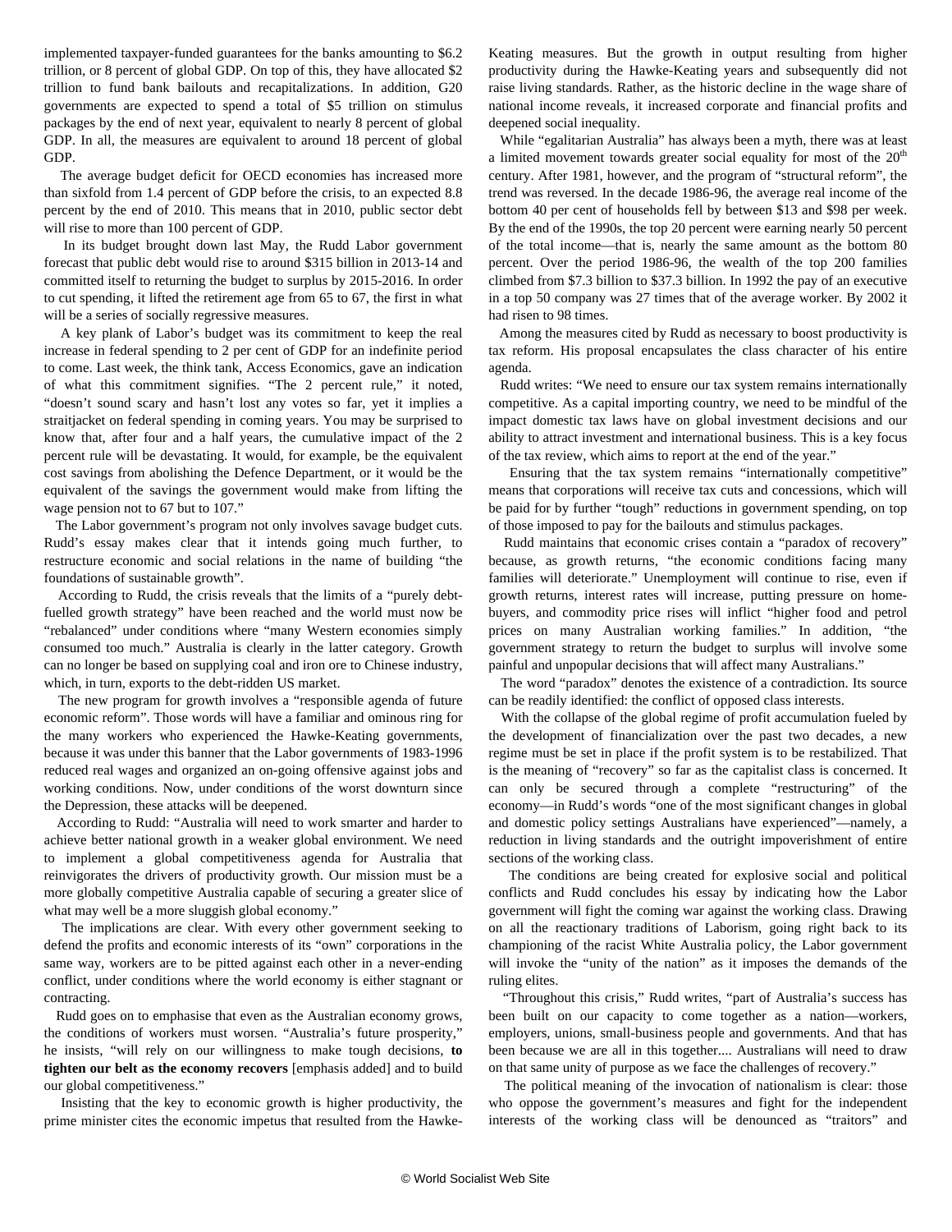implemented taxpayer-funded guarantees for the banks amounting to $6.2 trillion, or 8 percent of global GDP. On top of this, they have allocated $2 trillion to fund bank bailouts and recapitalizations. In addition, G20 governments are expected to spend a total of $5 trillion on stimulus packages by the end of next year, equivalent to nearly 8 percent of global GDP. In all, the measures are equivalent to around 18 percent of global GDP.

The average budget deficit for OECD economies has increased more than sixfold from 1.4 percent of GDP before the crisis, to an expected 8.8 percent by the end of 2010. This means that in 2010, public sector debt will rise to more than 100 percent of GDP.

In its budget brought down last May, the Rudd Labor government forecast that public debt would rise to around $315 billion in 2013-14 and committed itself to returning the budget to surplus by 2015-2016. In order to cut spending, it lifted the retirement age from 65 to 67, the first in what will be a series of socially regressive measures.

A key plank of Labor's budget was its commitment to keep the real increase in federal spending to 2 per cent of GDP for an indefinite period to come. Last week, the think tank, Access Economics, gave an indication of what this commitment signifies. "The 2 percent rule," it noted, "doesn't sound scary and hasn't lost any votes so far, yet it implies a straitjacket on federal spending in coming years. You may be surprised to know that, after four and a half years, the cumulative impact of the 2 percent rule will be devastating. It would, for example, be the equivalent cost savings from abolishing the Defence Department, or it would be the equivalent of the savings the government would make from lifting the wage pension not to 67 but to 107."

The Labor government's program not only involves savage budget cuts. Rudd's essay makes clear that it intends going much further, to restructure economic and social relations in the name of building "the foundations of sustainable growth".

According to Rudd, the crisis reveals that the limits of a "purely debt-fuelled growth strategy" have been reached and the world must now be "rebalanced" under conditions where "many Western economies simply consumed too much." Australia is clearly in the latter category. Growth can no longer be based on supplying coal and iron ore to Chinese industry, which, in turn, exports to the debt-ridden US market.

The new program for growth involves a "responsible agenda of future economic reform". Those words will have a familiar and ominous ring for the many workers who experienced the Hawke-Keating governments, because it was under this banner that the Labor governments of 1983-1996 reduced real wages and organized an on-going offensive against jobs and working conditions. Now, under conditions of the worst downturn since the Depression, these attacks will be deepened.

According to Rudd: "Australia will need to work smarter and harder to achieve better national growth in a weaker global environment. We need to implement a global competitiveness agenda for Australia that reinvigorates the drivers of productivity growth. Our mission must be a more globally competitive Australia capable of securing a greater slice of what may well be a more sluggish global economy."

The implications are clear. With every other government seeking to defend the profits and economic interests of its "own" corporations in the same way, workers are to be pitted against each other in a never-ending conflict, under conditions where the world economy is either stagnant or contracting.

Rudd goes on to emphasise that even as the Australian economy grows, the conditions of workers must worsen. "Australia's future prosperity," he insists, "will rely on our willingness to make tough decisions, **to tighten our belt as the economy recovers** [emphasis added] and to build our global competitiveness."

Insisting that the key to economic growth is higher productivity, the prime minister cites the economic impetus that resulted from the Hawke-Keating measures. But the growth in output resulting from higher productivity during the Hawke-Keating years and subsequently did not raise living standards. Rather, as the historic decline in the wage share of national income reveals, it increased corporate and financial profits and deepened social inequality.

While "egalitarian Australia" has always been a myth, there was at least a limited movement towards greater social equality for most of the 20th century. After 1981, however, and the program of "structural reform", the trend was reversed. In the decade 1986-96, the average real income of the bottom 40 per cent of households fell by between $13 and $98 per week. By the end of the 1990s, the top 20 percent were earning nearly 50 percent of the total income—that is, nearly the same amount as the bottom 80 percent. Over the period 1986-96, the wealth of the top 200 families climbed from $7.3 billion to $37.3 billion. In 1992 the pay of an executive in a top 50 company was 27 times that of the average worker. By 2002 it had risen to 98 times.

Among the measures cited by Rudd as necessary to boost productivity is tax reform. His proposal encapsulates the class character of his entire agenda.

Rudd writes: "We need to ensure our tax system remains internationally competitive. As a capital importing country, we need to be mindful of the impact domestic tax laws have on global investment decisions and our ability to attract investment and international business. This is a key focus of the tax review, which aims to report at the end of the year."

Ensuring that the tax system remains "internationally competitive" means that corporations will receive tax cuts and concessions, which will be paid for by further "tough" reductions in government spending, on top of those imposed to pay for the bailouts and stimulus packages.

Rudd maintains that economic crises contain a "paradox of recovery" because, as growth returns, "the economic conditions facing many families will deteriorate." Unemployment will continue to rise, even if growth returns, interest rates will increase, putting pressure on home-buyers, and commodity price rises will inflict "higher food and petrol prices on many Australian working families." In addition, "the government strategy to return the budget to surplus will involve some painful and unpopular decisions that will affect many Australians."

The word "paradox" denotes the existence of a contradiction. Its source can be readily identified: the conflict of opposed class interests.

With the collapse of the global regime of profit accumulation fueled by the development of financialization over the past two decades, a new regime must be set in place if the profit system is to be restabilized. That is the meaning of "recovery" so far as the capitalist class is concerned. It can only be secured through a complete "restructuring" of the economy—in Rudd's words "one of the most significant changes in global and domestic policy settings Australians have experienced"—namely, a reduction in living standards and the outright impoverishment of entire sections of the working class.

The conditions are being created for explosive social and political conflicts and Rudd concludes his essay by indicating how the Labor government will fight the coming war against the working class. Drawing on all the reactionary traditions of Laborism, going right back to its championing of the racist White Australia policy, the Labor government will invoke the "unity of the nation" as it imposes the demands of the ruling elites.

"Throughout this crisis," Rudd writes, "part of Australia's success has been built on our capacity to come together as a nation—workers, employers, unions, small-business people and governments. And that has been because we are all in this together.... Australians will need to draw on that same unity of purpose as we face the challenges of recovery."

The political meaning of the invocation of nationalism is clear: those who oppose the government's measures and fight for the independent interests of the working class will be denounced as "traitors" and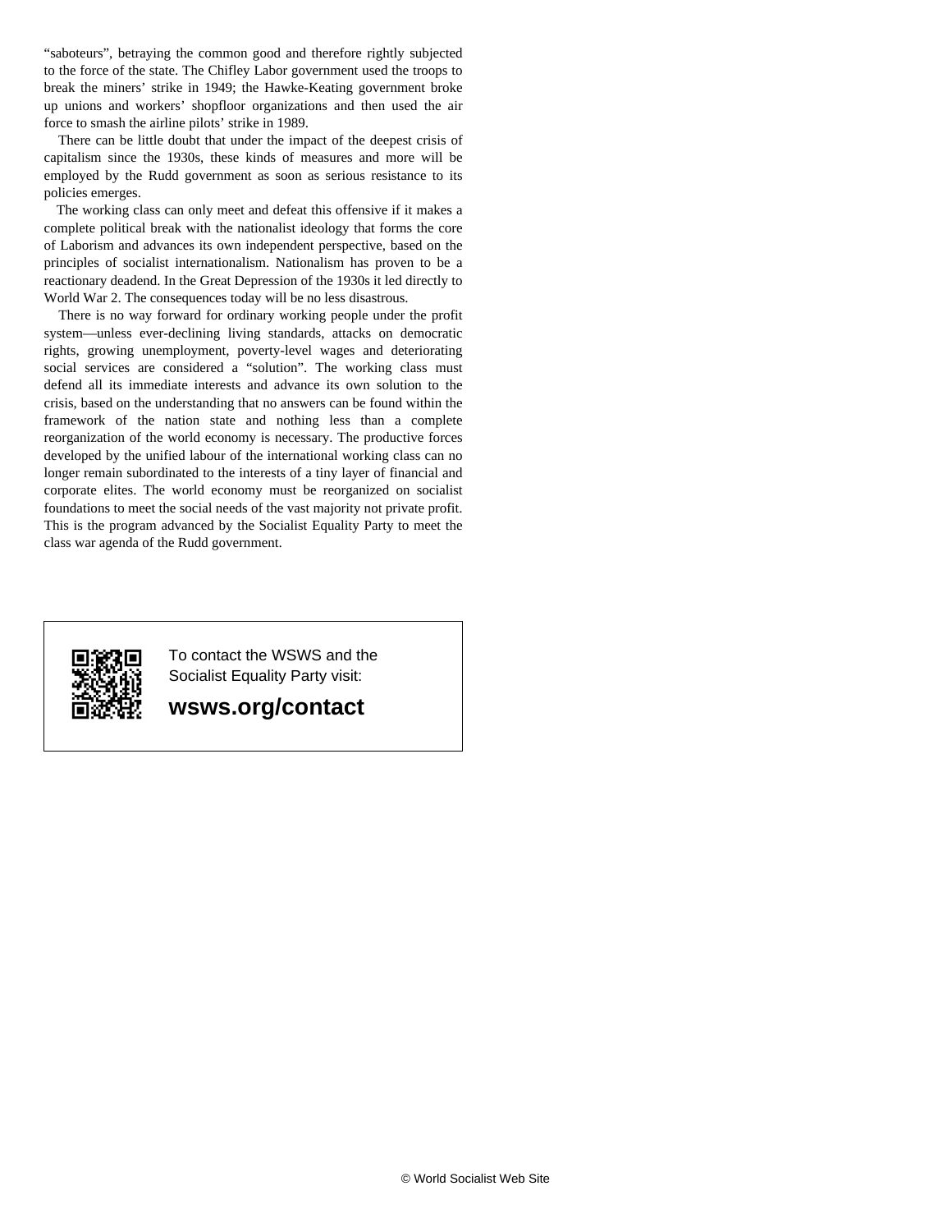“saboteurs”, betraying the common good and therefore rightly subjected to the force of the state. The Chifley Labor government used the troops to break the miners’ strike in 1949; the Hawke-Keating government broke up unions and workers’ shopfloor organizations and then used the air force to smash the airline pilots’ strike in 1989.

There can be little doubt that under the impact of the deepest crisis of capitalism since the 1930s, these kinds of measures and more will be employed by the Rudd government as soon as serious resistance to its policies emerges.

The working class can only meet and defeat this offensive if it makes a complete political break with the nationalist ideology that forms the core of Laborism and advances its own independent perspective, based on the principles of socialist internationalism. Nationalism has proven to be a reactionary deadend. In the Great Depression of the 1930s it led directly to World War 2. The consequences today will be no less disastrous.

There is no way forward for ordinary working people under the profit system—unless ever-declining living standards, attacks on democratic rights, growing unemployment, poverty-level wages and deteriorating social services are considered a “solution”. The working class must defend all its immediate interests and advance its own solution to the crisis, based on the understanding that no answers can be found within the framework of the nation state and nothing less than a complete reorganization of the world economy is necessary. The productive forces developed by the unified labour of the international working class can no longer remain subordinated to the interests of a tiny layer of financial and corporate elites. The world economy must be reorganized on socialist foundations to meet the social needs of the vast majority not private profit. This is the program advanced by the Socialist Equality Party to meet the class war agenda of the Rudd government.

To contact the WSWS and the Socialist Equality Party visit:

**wsws.org/contact**